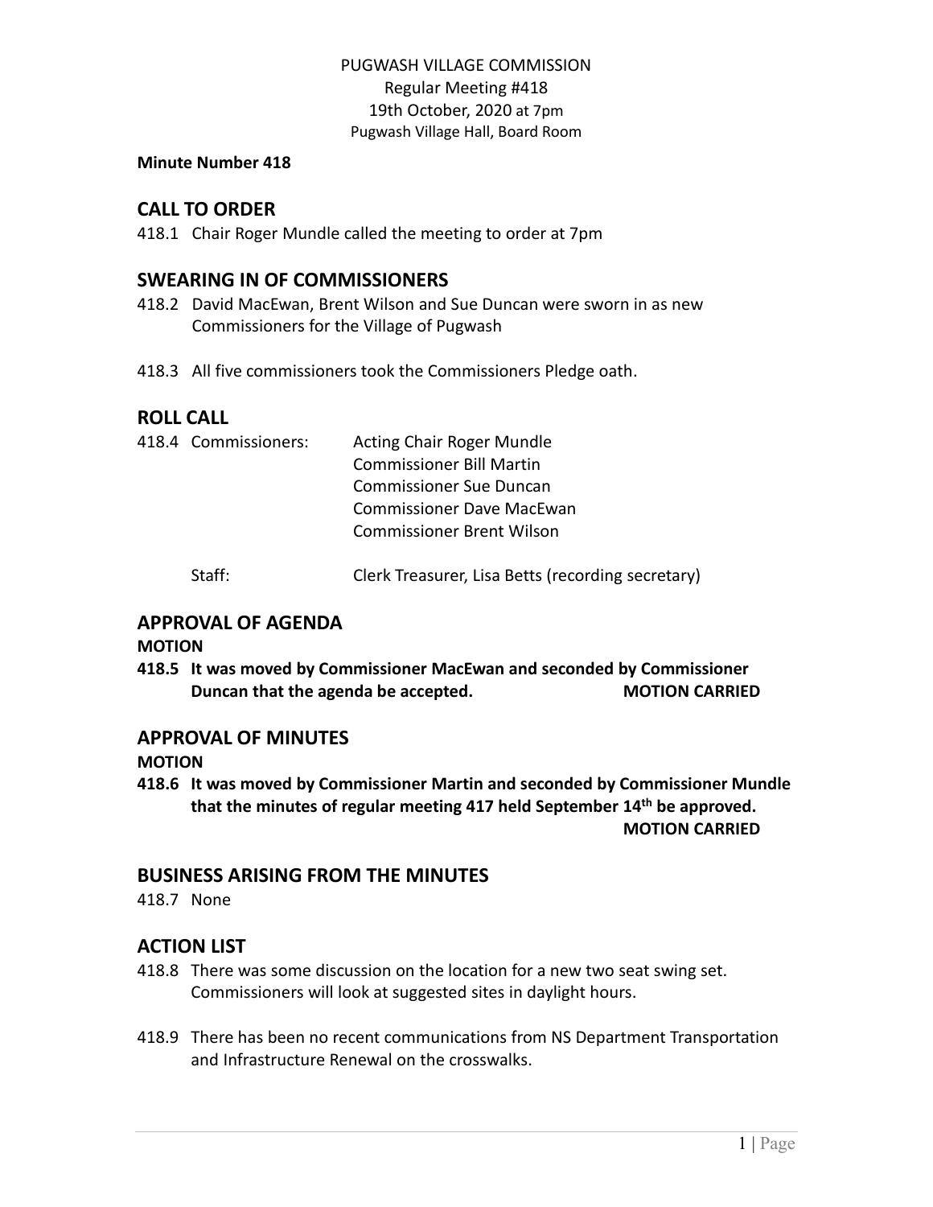PUGWASH VILLAGE COMMISSION
Regular Meeting #418
19th October, 2020 at 7pm
Pugwash Village Hall, Board Room

**Minute Number 418**

## CALL TO ORDER

418.1 Chair Roger Mundle called the meeting to order at 7pm

## SWEARING IN OF COMMISSIONERS

418.2 David MacEwan, Brent Wilson and Sue Duncan were sworn in as new Commissioners for the Village of Pugwash

418.3 All five commissioners took the Commissioners Pledge oath.

## ROLL CALL

418.4 Commissioners: Acting Chair Roger Mundle
Commissioner Bill Martin
Commissioner Sue Duncan
Commissioner Dave MacEwan
Commissioner Brent Wilson

Staff: Clerk Treasurer, Lisa Betts (recording secretary)

## APPROVAL OF AGENDA

**MOTION**

**418.5 It was moved by Commissioner MacEwan and seconded by Commissioner Duncan that the agenda be accepted. MOTION CARRIED**

## APPROVAL OF MINUTES

**MOTION**

**418.6 It was moved by Commissioner Martin and seconded by Commissioner Mundle that the minutes of regular meeting 417 held September 14th be approved. MOTION CARRIED**

## BUSINESS ARISING FROM THE MINUTES

418.7 None

## ACTION LIST

418.8 There was some discussion on the location for a new two seat swing set. Commissioners will look at suggested sites in daylight hours.

418.9 There has been no recent communications from NS Department Transportation and Infrastructure Renewal on the crosswalks.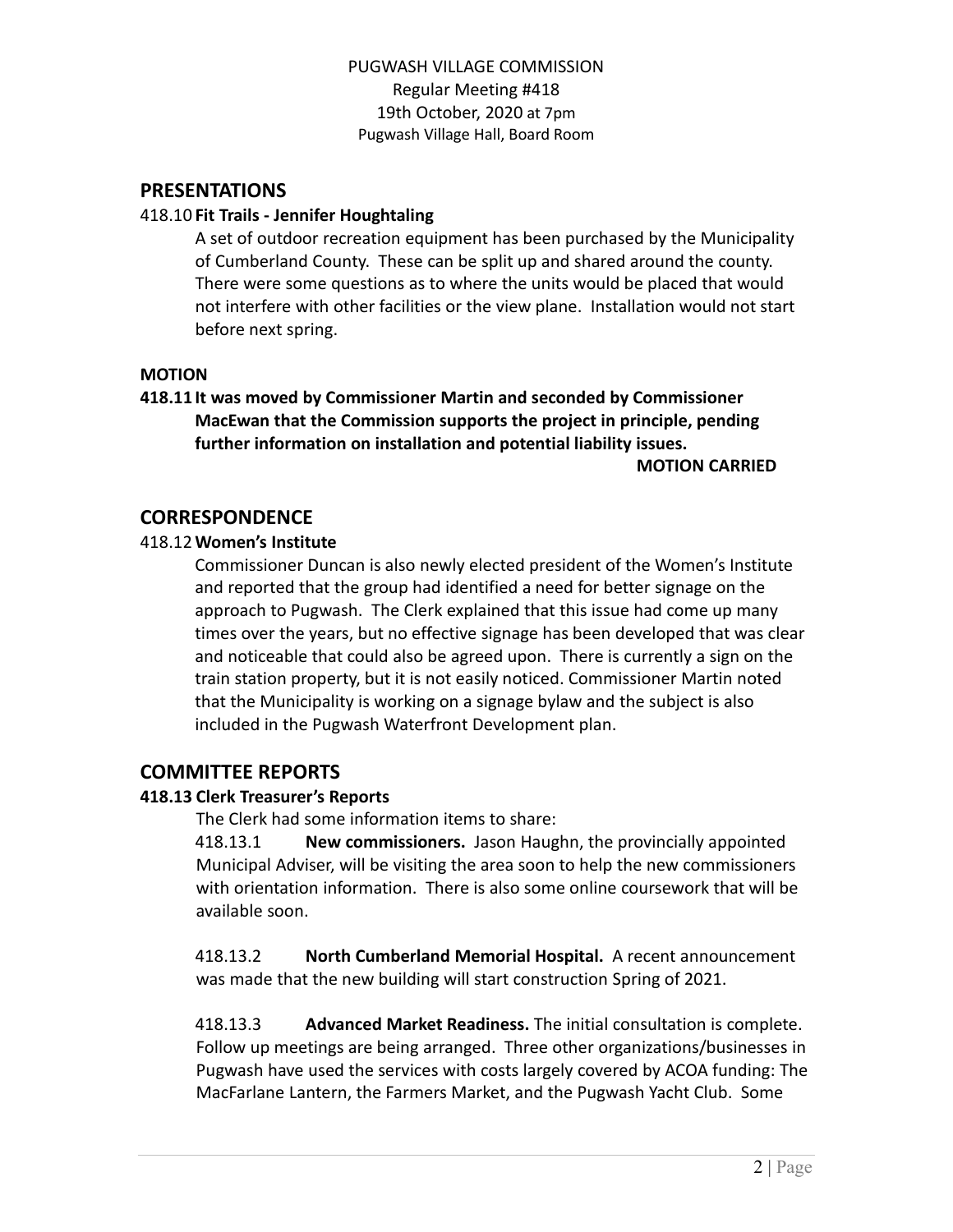PUGWASH VILLAGE COMMISSION
Regular Meeting #418
19th October, 2020 at 7pm
Pugwash Village Hall, Board Room

## PRESENTATIONS

418.10 **Fit Trails - Jennifer Houghtaling**

A set of outdoor recreation equipment has been purchased by the Municipality of Cumberland County. These can be split up and shared around the county. There were some questions as to where the units would be placed that would not interfere with other facilities or the view plane. Installation would not start before next spring.

**MOTION**

**418.11 It was moved by Commissioner Martin and seconded by Commissioner MacEwan that the Commission supports the project in principle, pending further information on installation and potential liability issues.**

**MOTION CARRIED**

## CORRESPONDENCE

418.12 **Women's Institute**

Commissioner Duncan is also newly elected president of the Women's Institute and reported that the group had identified a need for better signage on the approach to Pugwash. The Clerk explained that this issue had come up many times over the years, but no effective signage has been developed that was clear and noticeable that could also be agreed upon. There is currently a sign on the train station property, but it is not easily noticed. Commissioner Martin noted that the Municipality is working on a signage bylaw and the subject is also included in the Pugwash Waterfront Development plan.

## COMMITTEE REPORTS

**418.13 Clerk Treasurer's Reports**

The Clerk had some information items to share:

418.13.1 **New commissioners.** Jason Haughn, the provincially appointed Municipal Adviser, will be visiting the area soon to help the new commissioners with orientation information. There is also some online coursework that will be available soon.

418.13.2 **North Cumberland Memorial Hospital.** A recent announcement was made that the new building will start construction Spring of 2021.

418.13.3 **Advanced Market Readiness.** The initial consultation is complete. Follow up meetings are being arranged. Three other organizations/businesses in Pugwash have used the services with costs largely covered by ACOA funding: The MacFarlane Lantern, the Farmers Market, and the Pugwash Yacht Club. Some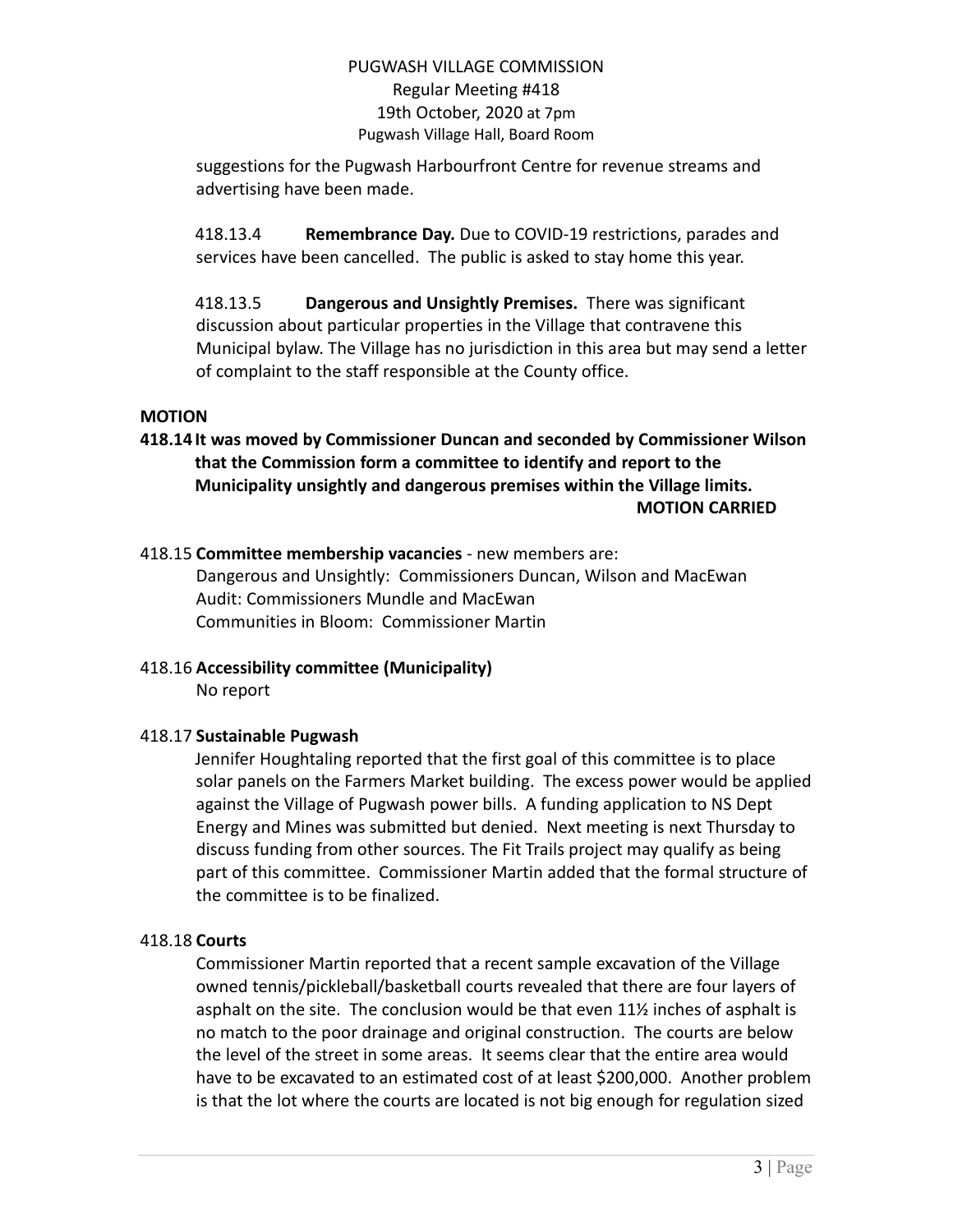suggestions for the Pugwash Harbourfront Centre for revenue streams and advertising have been made.

418.13.4 **Remembrance Day.** Due to COVID-19 restrictions, parades and services have been cancelled. The public is asked to stay home this year.

418.13.5 **Dangerous and Unsightly Premises.** There was significant discussion about particular properties in the Village that contravene this Municipal bylaw. The Village has no jurisdiction in this area but may send a letter of complaint to the staff responsible at the County office.

**MOTION**

**418.14 It was moved by Commissioner Duncan and seconded by Commissioner Wilson that the Commission form a committee to identify and report to the Municipality unsightly and dangerous premises within the Village limits.**
**MOTION CARRIED**

418.15 **Committee membership vacancies** - new members are:
Dangerous and Unsightly: Commissioners Duncan, Wilson and MacEwan
Audit: Commissioners Mundle and MacEwan
Communities in Bloom: Commissioner Martin

418.16 **Accessibility committee (Municipality)**
No report

418.17 **Sustainable Pugwash**
Jennifer Houghtaling reported that the first goal of this committee is to place solar panels on the Farmers Market building. The excess power would be applied against the Village of Pugwash power bills. A funding application to NS Dept Energy and Mines was submitted but denied. Next meeting is next Thursday to discuss funding from other sources. The Fit Trails project may qualify as being part of this committee. Commissioner Martin added that the formal structure of the committee is to be finalized.

418.18 **Courts**
Commissioner Martin reported that a recent sample excavation of the Village owned tennis/pickleball/basketball courts revealed that there are four layers of asphalt on the site. The conclusion would be that even 11½ inches of asphalt is no match to the poor drainage and original construction. The courts are below the level of the street in some areas. It seems clear that the entire area would have to be excavated to an estimated cost of at least $200,000. Another problem is that the lot where the courts are located is not big enough for regulation sized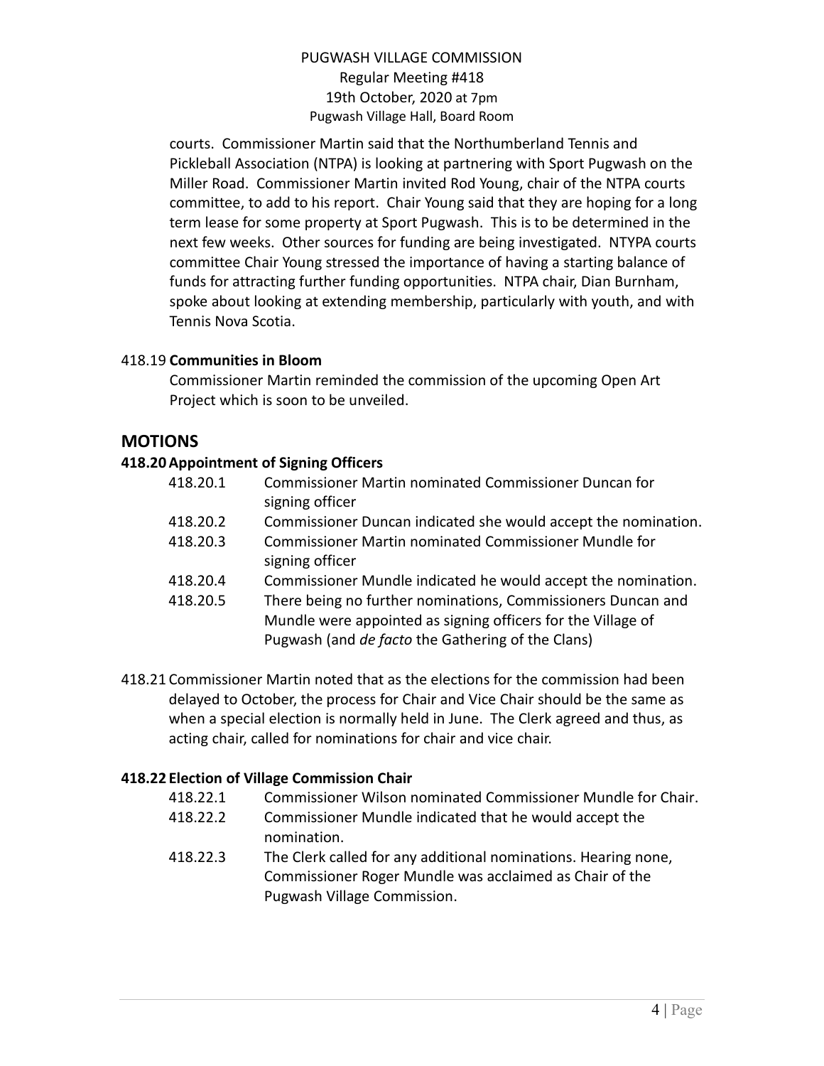courts. Commissioner Martin said that the Northumberland Tennis and Pickleball Association (NTPA) is looking at partnering with Sport Pugwash on the Miller Road. Commissioner Martin invited Rod Young, chair of the NTPA courts committee, to add to his report. Chair Young said that they are hoping for a long term lease for some property at Sport Pugwash. This is to be determined in the next few weeks. Other sources for funding are being investigated. NTYPA courts committee Chair Young stressed the importance of having a starting balance of funds for attracting further funding opportunities. NTPA chair, Dian Burnham, spoke about looking at extending membership, particularly with youth, and with Tennis Nova Scotia.

418.19 **Communities in Bloom**

Commissioner Martin reminded the commission of the upcoming Open Art Project which is soon to be unveiled.

## MOTIONS

**418.20 Appointment of Signing Officers**

418.20.1 Commissioner Martin nominated Commissioner Duncan for signing officer

418.20.2 Commissioner Duncan indicated she would accept the nomination.

418.20.3 Commissioner Martin nominated Commissioner Mundle for signing officer

418.20.4 Commissioner Mundle indicated he would accept the nomination.

418.20.5 There being no further nominations, Commissioners Duncan and Mundle were appointed as signing officers for the Village of Pugwash (and *de facto* the Gathering of the Clans)

418.21 Commissioner Martin noted that as the elections for the commission had been delayed to October, the process for Chair and Vice Chair should be the same as when a special election is normally held in June. The Clerk agreed and thus, as acting chair, called for nominations for chair and vice chair.

**418.22 Election of Village Commission Chair**

418.22.1 Commissioner Wilson nominated Commissioner Mundle for Chair.

418.22.2 Commissioner Mundle indicated that he would accept the nomination.

418.22.3 The Clerk called for any additional nominations. Hearing none, Commissioner Roger Mundle was acclaimed as Chair of the Pugwash Village Commission.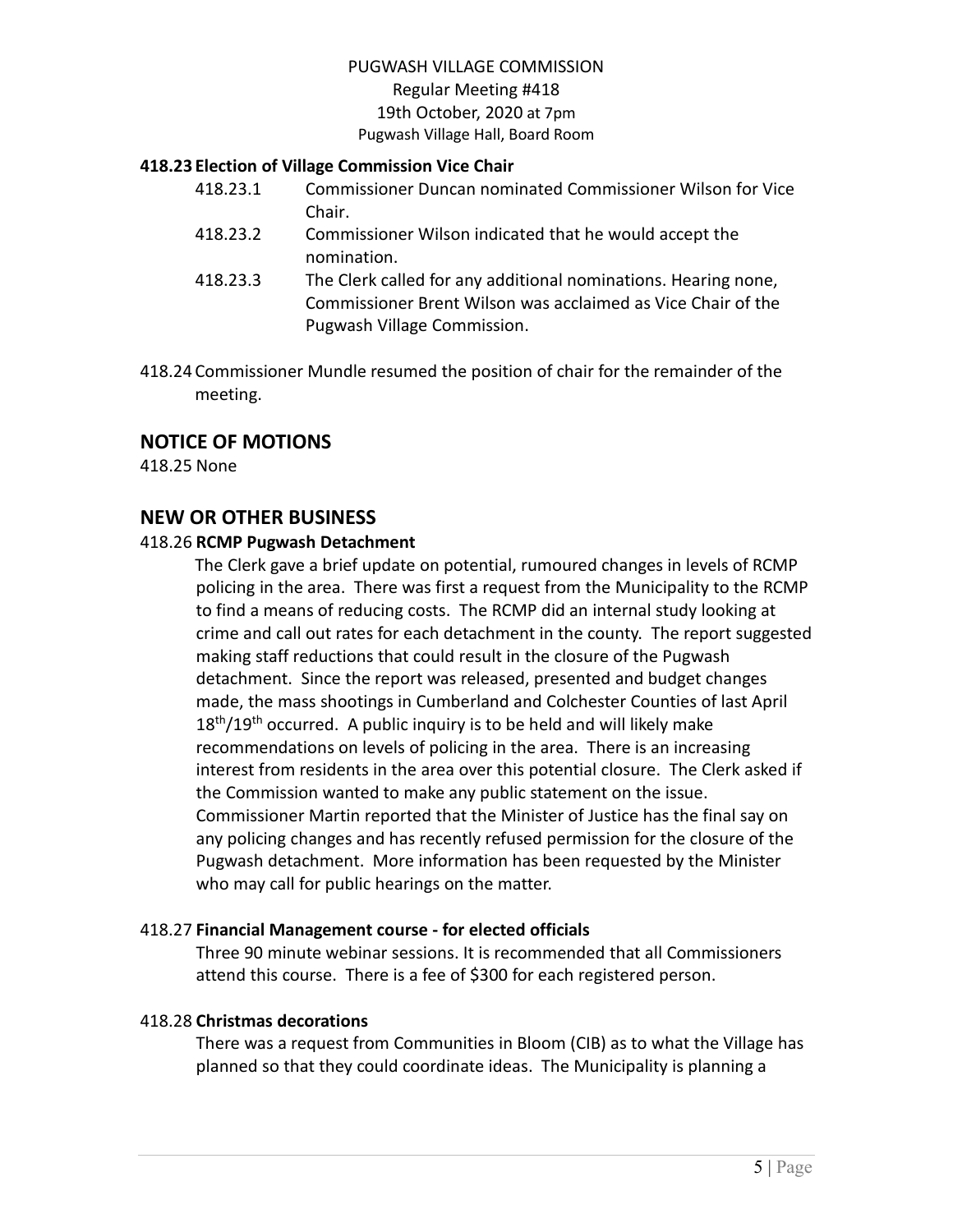**418.23 Election of Village Commission Vice Chair**

418.23.1 Commissioner Duncan nominated Commissioner Wilson for Vice Chair.

418.23.2 Commissioner Wilson indicated that he would accept the nomination.

418.23.3 The Clerk called for any additional nominations. Hearing none, Commissioner Brent Wilson was acclaimed as Vice Chair of the Pugwash Village Commission.

418.24 Commissioner Mundle resumed the position of chair for the remainder of the meeting.

## NOTICE OF MOTIONS

418.25 None

## NEW OR OTHER BUSINESS

418.26 **RCMP Pugwash Detachment**

The Clerk gave a brief update on potential, rumoured changes in levels of RCMP policing in the area. There was first a request from the Municipality to the RCMP to find a means of reducing costs. The RCMP did an internal study looking at crime and call out rates for each detachment in the county. The report suggested making staff reductions that could result in the closure of the Pugwash detachment. Since the report was released, presented and budget changes made, the mass shootings in Cumberland and Colchester Counties of last April 18th/19th occurred. A public inquiry is to be held and will likely make recommendations on levels of policing in the area. There is an increasing interest from residents in the area over this potential closure. The Clerk asked if the Commission wanted to make any public statement on the issue. Commissioner Martin reported that the Minister of Justice has the final say on any policing changes and has recently refused permission for the closure of the Pugwash detachment. More information has been requested by the Minister who may call for public hearings on the matter.

418.27 **Financial Management course - for elected officials**

Three 90 minute webinar sessions. It is recommended that all Commissioners attend this course. There is a fee of $300 for each registered person.

418.28 **Christmas decorations**

There was a request from Communities in Bloom (CIB) as to what the Village has planned so that they could coordinate ideas. The Municipality is planning a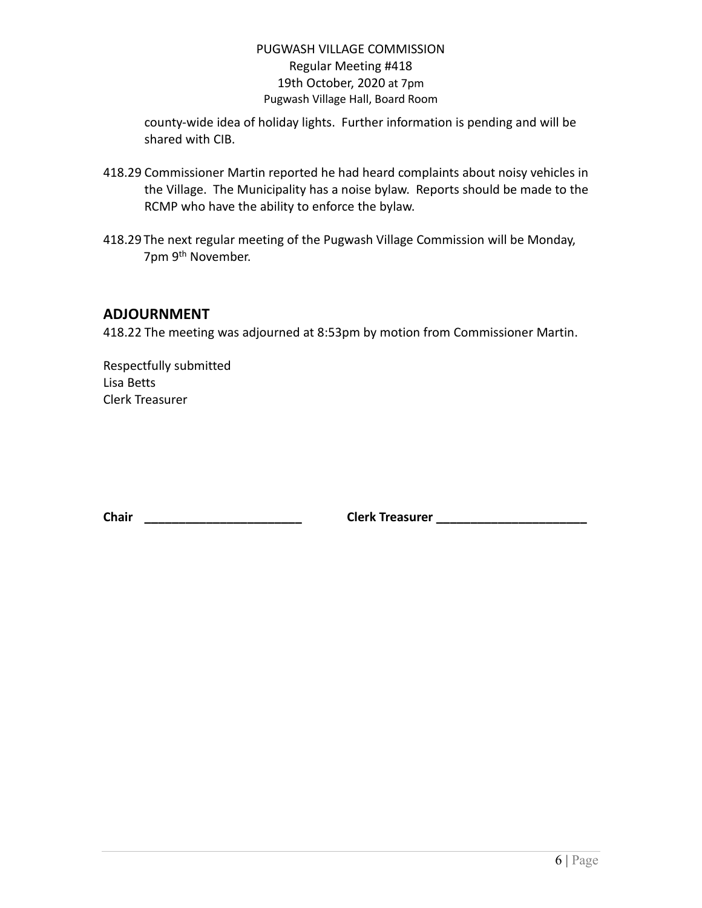county-wide idea of holiday lights. Further information is pending and will be shared with CIB.

418.29 Commissioner Martin reported he had heard complaints about noisy vehicles in the Village. The Municipality has a noise bylaw. Reports should be made to the RCMP who have the ability to enforce the bylaw.

418.29 The next regular meeting of the Pugwash Village Commission will be Monday, 7pm 9th November.

## ADJOURNMENT

418.22 The meeting was adjourned at 8:53pm by motion from Commissioner Martin.

Respectfully submitted
Lisa Betts
Clerk Treasurer

**Chair** ______________________ **Clerk Treasurer** ______________________